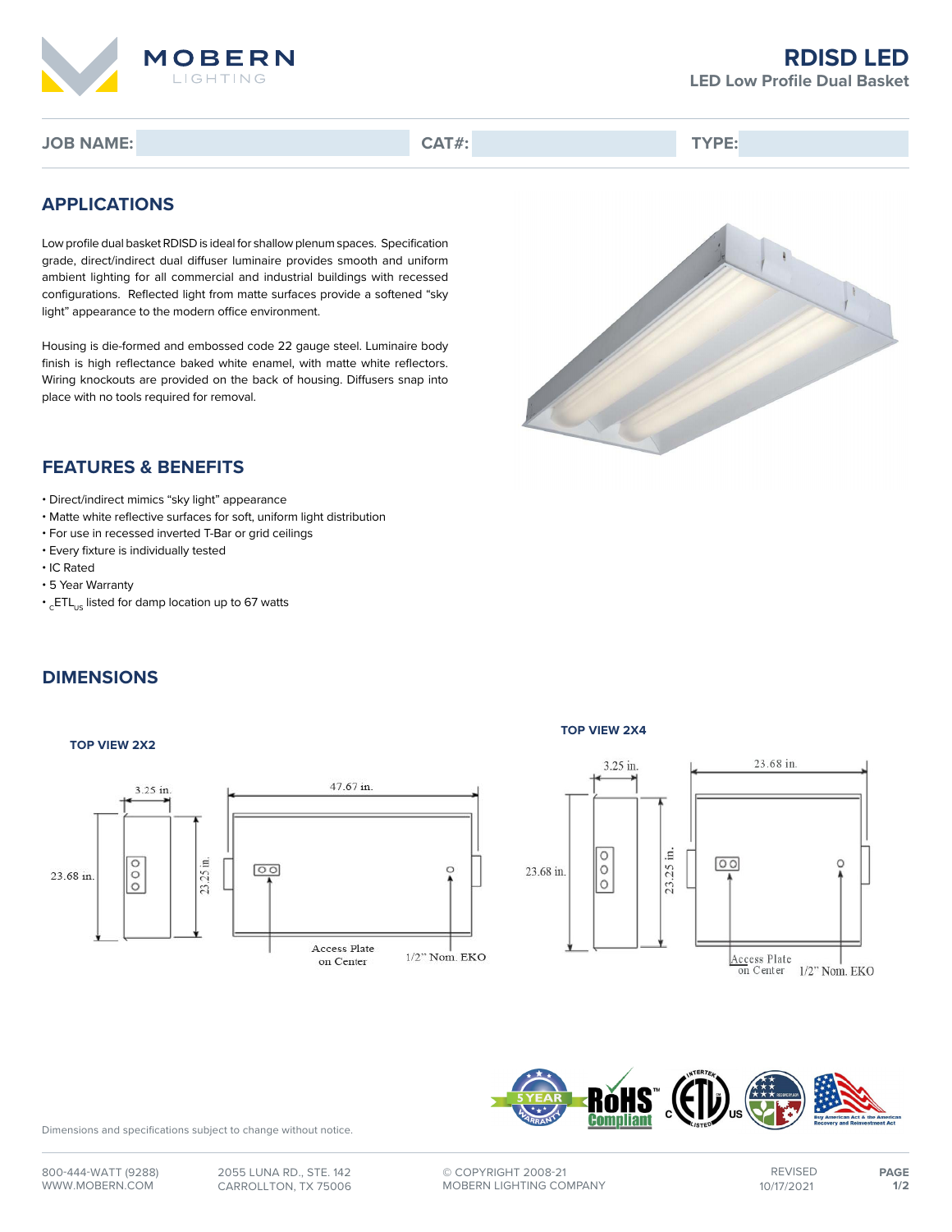# RDISD LED

**LED Low Profile Dual Basket**

**JOB NAME:** | **CAT#:** | **TYPE:**

## APPLICATIONS

Low profile dual basket RDISD is ideal for shallow plenum spaces. Specification grade, direct/indirect dual diffuser luminaire provides smooth and uniform ambient lighting for all commercial and industrial buildings with recessed configurations. Reflected light from matte surfaces provide a softened "sky light" appearance to the modern office environment.

Housing is die-formed and embossed code 22 gauge steel. Luminaire body finish is high reflectance baked white enamel, with matte white reflectors. Wiring knockouts are provided on the back of housing. Diffusers snap into place with no tools required for removal.

## FEATURES & BENEFITS

- Direct/indirect mimics "sky light" appearance
- Matte white reflective surfaces for soft, uniform light distribution
- For use in recessed inverted T-Bar or grid ceilings
- Every fixture is individually tested
- IC Rated
- 5 Year Warranty
- $_{c}$ETL$_{US}$ listed for damp location up to 67 watts

## DIMENSIONS

**TOP VIEW 2X2**

3.25 in. | 23.68 in. | 23.25 in. | 47.67 in. | Access Plate on Center | 1/2" Nom. EKO

**TOP VIEW 2X4**

3.25 in. | 23.68 in. | 23.25 in. | 23.68 in. | Access Plate on Center | 1/2" Nom. EKO

Dimensions and specifications subject to change without notice.

800-444-WATT (9288)
WWW.MOBERN.COM

2055 LUNA RD., STE. 142
CARROLLTON, TX 75006

© COPYRIGHT 2008-21
MOBERN LIGHTING COMPANY

REVISED
10/17/2021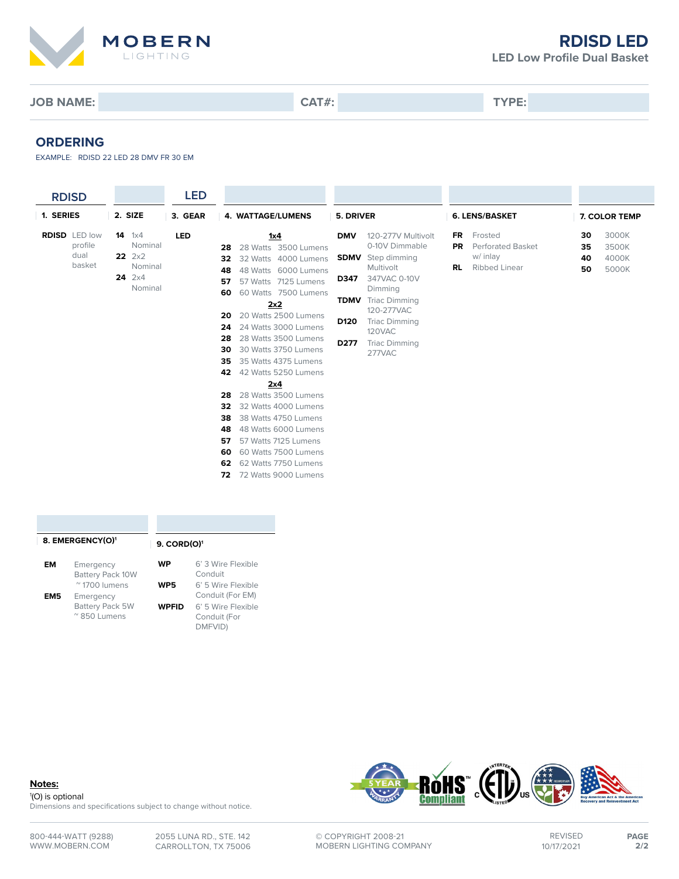# RDISD LED

**LED Low Profile Dual Basket**

**JOB NAME:** | **CAT#:** | **TYPE:**

## ORDERING

EXAMPLE: RDISD 22 LED 28 DMV FR 30 EM

| 1. SERIES | 2. SIZE | 3. GEAR | 4. WATTAGE/LUMENS | 5. DRIVER | 6. LENS/BASKET | 7. COLOR TEMP |
|---|---|---|---|---|---|---|
| RDISD | | LED | | | | |
| **RDISD** LED low profile dual basket | **14** 1x4 Nominal | **LED** | **1x4** | **DMV** 120-277V Multivolt 0-10V Dimmable | **FR** Frosted | **30** 3000K |
| | **22** 2x2 Nominal | | **28** 28 Watts 3500 Lumens | **SDMV** Step dimming Multivolt | **PR** Perforated Basket w/ inlay | **35** 3500K |
| | **24** 2x4 Nominal | | **32** 32 Watts 4000 Lumens | **D347** 347VAC 0-10V Dimming | **RL** Ribbed Linear | **40** 4000K |
| | | | **48** 48 Watts 6000 Lumens | **TDMV** Triac Dimming 120-277VAC | | **50** 5000K |
| | | | **57** 57 Watts 7125 Lumens | **D120** Triac Dimming 120VAC | | |
| | | | **60** 60 Watts 7500 Lumens | **D277** Triac Dimming 277VAC | | |
| | | | **2x2** | | | |
| | | | **20** 20 Watts 2500 Lumens | | | |
| | | | **24** 24 Watts 3000 Lumens | | | |
| | | | **28** 28 Watts 3500 Lumens | | | |
| | | | **30** 30 Watts 3750 Lumens | | | |
| | | | **35** 35 Watts 4375 Lumens | | | |
| | | | **42** 42 Watts 5250 Lumens | | | |
| | | | **2x4** | | | |
| | | | **28** 28 Watts 3500 Lumens | | | |
| | | | **32** 32 Watts 4000 Lumens | | | |
| | | | **38** 38 Watts 4750 Lumens | | | |
| | | | **48** 48 Watts 6000 Lumens | | | |
| | | | **57** 57 Watts 7125 Lumens | | | |
| | | | **60** 60 Watts 7500 Lumens | | | |
| | | | **62** 62 Watts 7750 Lumens | | | |
| | | | **72** 72 Watts 9000 Lumens | | | |

| 8. EMERGENCY(O)[1] | 9. CORD(O)[1] |
|---|---|
| **EM** Emergency Battery Pack 10W ~ 1700 lumens | **WP** 6' 3 Wire Flexible Conduit |
| **EM5** Emergency Battery Pack 5W ~ 850 Lumens | **WP5** 6' 5 Wire Flexible Conduit (For EM) |
| | **WPFID** 6' 5 Wire Flexible Conduit (For DMFVID) |

**Notes:**

[1](O) is optional

Dimensions and specifications subject to change without notice.

800-444-WATT (9288)
WWW.MOBERN.COM

2055 LUNA RD., STE. 142
CARROLLTON, TX 75006

© COPYRIGHT 2008-21
MOBERN LIGHTING COMPANY

REVISED
10/17/2021